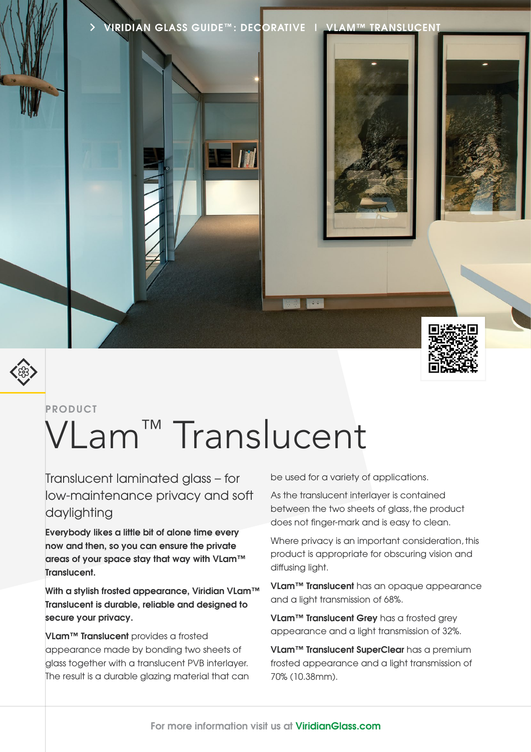> VIRIDIAN GLASS GUIDE™: DECORATIVE | VLAM™ TRANSLUCENT

PRODUCT

# VLam™ Translucent

## Translucent laminated glass – for low-maintenance privacy and soft daylighting

**Everybody likes a little bit of alone time every now and then, so you can ensure the private areas of your space stay that way with VLam™ Translucent.**

**With a stylish frosted appearance, Viridian VLam™ Translucent is durable, reliable and designed to secure your privacy.**

**VLam™ Translucent** provides a frosted appearance made by bonding two sheets of glass together with a translucent PVB interlayer. The result is a durable glazing material that can be used for a variety of applications.

As the translucent interlayer is contained between the two sheets of glass, the product does not finger-mark and is easy to clean.

Where privacy is an important consideration, this product is appropriate for obscuring vision and diffusing light.

**VLam™ Translucent** has an opaque appearance and a light transmission of 68%.

**VLam™ Translucent Grey** has a frosted grey appearance and a light transmission of 32%.

**VLam™ Translucent SuperClear** has a premium frosted appearance and a light transmission of 70% (10.38mm).

For more information visit us at ViridianGlass.com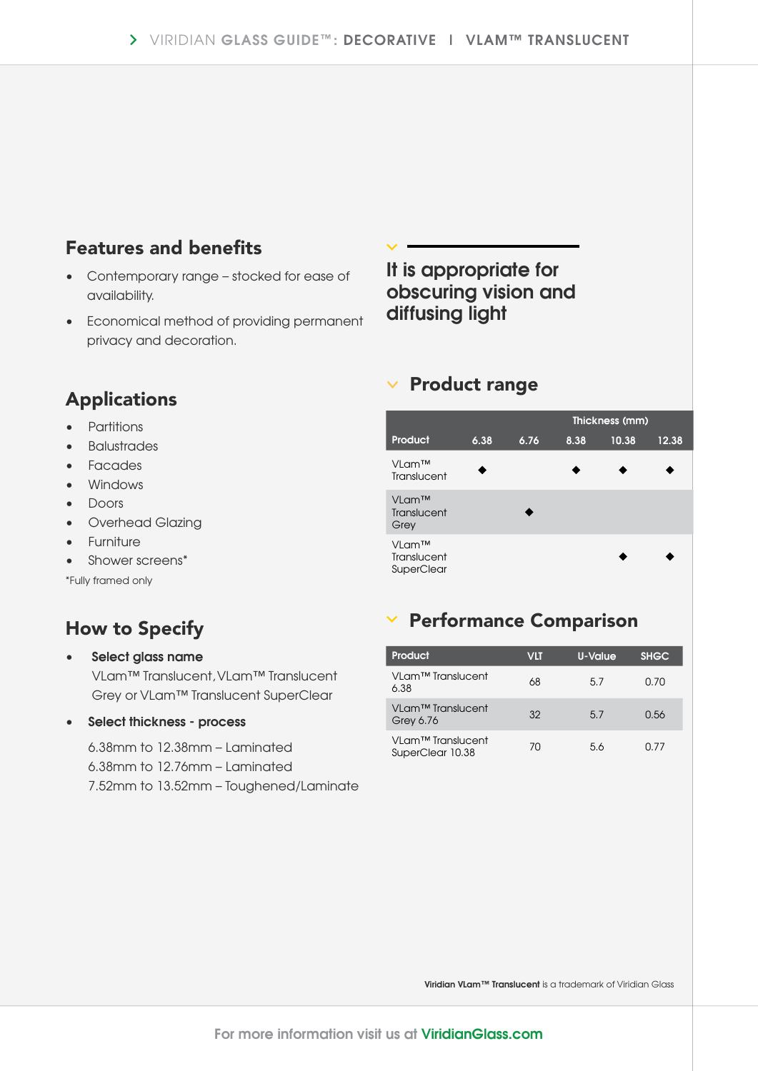## Features and benefits

- Contemporary range – stocked for ease of availability.
- Economical method of providing permanent privacy and decoration.

## Applications

- Partitions
- Balustrades
- Facades
- Windows
- Doors
- Overhead Glazing
- Furniture
- Shower screens*

*Fully framed only

## How to Specify

- **Select glass name**
  VLam™ Translucent, VLam™ Translucent Grey or VLam™ Translucent SuperClear
- **Select thickness - process**
  6.38mm to 12.38mm – Laminated
  6.38mm to 12.76mm – Laminated
  7.52mm to 13.52mm – Toughened/Laminate

## It is appropriate for obscuring vision and diffusing light

## Product range

| | Thickness (mm) | | | | |
|---|---|---|---|---|---|
| Product | 6.38 | 6.76 | 8.38 | 10.38 | 12.38 |
| VLam™ Translucent | ◆ | | ◆ | ◆ | ◆ |
| VLam™ Translucent Grey | | ◆ | | | |
| VLam™ Translucent SuperClear | | | | ◆ | ◆ |

## Performance Comparison

| Product | VLT | U-Value | SHGC |
|---|---|---|---|
| VLam™ Translucent 6.38 | 68 | 5.7 | 0.70 |
| VLam™ Translucent Grey 6.76 | 32 | 5.7 | 0.56 |
| VLam™ Translucent SuperClear 10.38 | 70 | 5.6 | 0.77 |

**Viridian VLam™ Translucent** is a trademark of Viridian Glass

For more information visit us at **ViridianGlass.com**